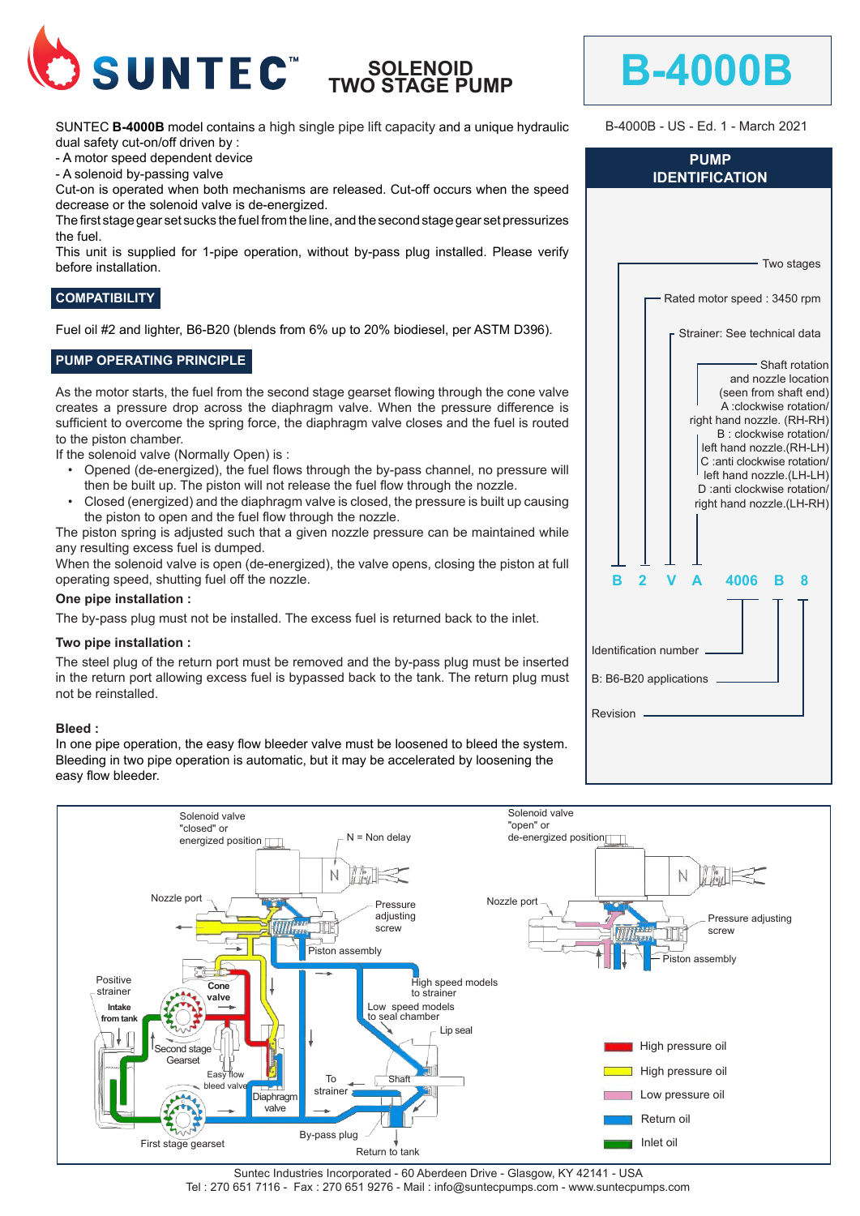# SUNTEC SOLENOID TWO STAGE PUMP

# B-4000B

B-4000B - US - Ed. 1 - March 2021

SUNTEC **B-4000B** model contains a high single pipe lift capacity and a unique hydraulic dual safety cut-on/off driven by :

- A motor speed dependent device
- A solenoid by-passing valve

Cut-on is operated when both mechanisms are released. Cut-off occurs when the speed decrease or the solenoid valve is de-energized.

The first stage gear set sucks the fuel from the line, and the second stage gear set pressurizes the fuel.

This unit is supplied for 1-pipe operation, without by-pass plug installed. Please verify before installation.

## COMPATIBILITY

Fuel oil #2 and lighter, B6-B20 (blends from 6% up to 20% biodiesel, per ASTM D396).

## PUMP OPERATING PRINCIPLE

As the motor starts, the fuel from the second stage gearset flowing through the cone valve creates a pressure drop across the diaphragm valve. When the pressure difference is sufficient to overcome the spring force, the diaphragm valve closes and the fuel is routed to the piston chamber.

If the solenoid valve (Normally Open) is :

- Opened (de-energized), the fuel flows through the by-pass channel, no pressure will then be built up. The piston will not release the fuel flow through the nozzle.
- Closed (energized) and the diaphragm valve is closed, the pressure is built up causing the piston to open and the fuel flow through the nozzle.

The piston spring is adjusted such that a given nozzle pressure can be maintained while any resulting excess fuel is dumped.

When the solenoid valve is open (de-energized), the valve opens, closing the piston at full operating speed, shutting fuel off the nozzle.

**One pipe installation :**

The by-pass plug must not be installed. The excess fuel is returned back to the inlet.

**Two pipe installation :**

The steel plug of the return port must be removed and the by-pass plug must be inserted in the return port allowing excess fuel is bypassed back to the tank. The return plug must not be reinstalled.

**Bleed :**

In one pipe operation, the easy flow bleeder valve must be loosened to bleed the system. Bleeding in two pipe operation is automatic, but it may be accelerated by loosening the easy flow bleeder.

## PUMP IDENTIFICATION

**B 2 V A 4006 B 8**

- B: Two stages
- 2: Rated motor speed : 3450 rpm
- V: Strainer: See technical data
- A: Shaft rotation and nozzle location (seen from shaft end)
  - A : clockwise rotation/ right hand nozzle. (RH-RH)
  - B : clockwise rotation/ left hand nozzle.(RH-LH)
  - C : anti clockwise rotation/ left hand nozzle.(LH-LH)
  - D : anti clockwise rotation/ right hand nozzle.(LH-RH)
- 4006: Identification number
- B: B6-B20 applications
- 8: Revision

Solenoid valve "closed" or energized position — N = Non delay — Nozzle port — Pressure adjusting screw — Piston assembly — Positive strainer — Cone valve — Intake from tank — Second stage Gearset — Easy flow bleed valve — Diaphragm valve — First stage gearset — To strainer — By-pass plug — Return to tank — High speed models to strainer — Low speed models to seal chamber — Lip seal — Shaft

Solenoid valve "open" or de-energized position — Nozzle port — Pressure adjusting screw — Piston assembly

- High pressure oil (red)
- High pressure oil (yellow)
- Low pressure oil
- Return oil
- Inlet oil

Suntec Industries Incorporated - 60 Aberdeen Drive - Glasgow, KY 42141 - USA
Tel : 270 651 7116 - Fax : 270 651 9276 - Mail : info@suntecpumps.com - www.suntecpumps.com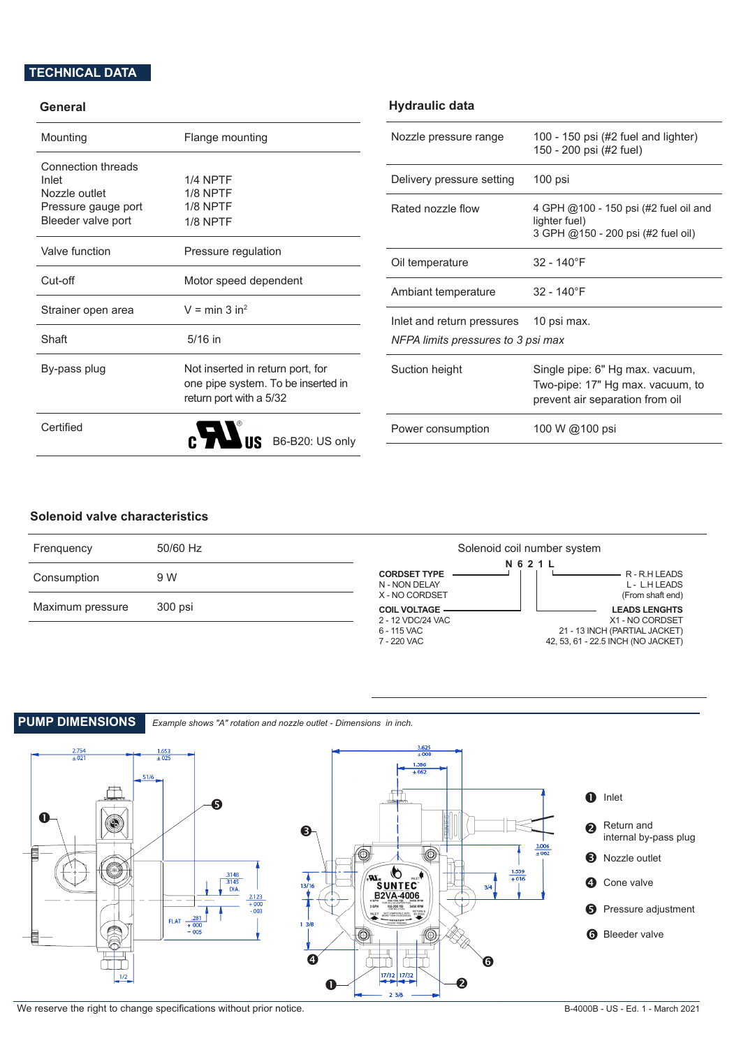# TECHNICAL DATA

## General

| | |
|---|---|
| Mounting | Flange mounting |
| Connection threads<br>Inlet<br>Nozzle outlet<br>Pressure gauge port<br>Bleeder valve port | <br>1/4 NPTF<br>1/8 NPTF<br>1/8 NPTF<br>1/8 NPTF |
| Valve function | Pressure regulation |
| Cut-off | Motor speed dependent |
| Strainer open area | V = min 3 in$^2$ |
| Shaft | 5/16 in |
| By-pass plug | Not inserted in return port, for one pipe system. To be inserted in return port with a 5/32 |
| Certified | c UL us B6-B20: US only |

## Hydraulic data

| | |
|---|---|
| Nozzle pressure range | 100 - 150 psi (#2 fuel and lighter)<br>150 - 200 psi (#2 fuel) |
| Delivery pressure setting | 100 psi |
| Rated nozzle flow | 4 GPH @100 - 150 psi (#2 fuel oil and lighter fuel)<br>3 GPH @150 - 200 psi (#2 fuel oil) |
| Oil temperature | 32 - 140°F |
| Ambiant temperature | 32 - 140°F |
| Inlet and return pressures<br>*NFPA limits pressures to 3 psi max* | 10 psi max. |
| Suction height | Single pipe: 6" Hg max. vacuum,<br>Two-pipe: 17" Hg max. vacuum, to prevent air separation from oil |
| Power consumption | 100 W @100 psi |

## Solenoid valve characteristics

| | |
|---|---|
| Frenquency | 50/60 Hz |
| Consumption | 9 W |
| Maximum pressure | 300 psi |

### Solenoid coil number system

N 6 2 1 L

**CORDSET TYPE**
N - NON DELAY
X - NO CORDSET

**COIL VOLTAGE**
2 - 12 VDC/24 VAC
6 - 115 VAC
7 - 220 VAC

R - R.H LEADS
L - L.H LEADS
(From shaft end)

**LEADS LENGHTS**
X1 - NO CORDSET
21 - 13 INCH (PARTIAL JACKET)
42, 53, 61 - 22.5 INCH (NO JACKET)

# PUMP DIMENSIONS

*Example shows "A" rotation and nozzle outlet - Dimensions in inch.*

2.754 ± .021
1.653 ± .025
5/16
.3148 .3145 DIA.
2.123 + .000 - .003
FLAT .281 + .000 - .005
1/2

3.625 ± .008
1.386 ± .062
3.006 ± .062
1.539 ± .016
13/16
3/4
1 3/8
17/32 17/32
2 3/8

SUNTEC B2VA-4006

1. Inlet
2. Return and internal by-pass plug
3. Nozzle outlet
4. Cone valve
5. Pressure adjustment
6. Bleeder valve

We reserve the right to change specifications without prior notice.

B-4000B - US - Ed. 1 - March 2021